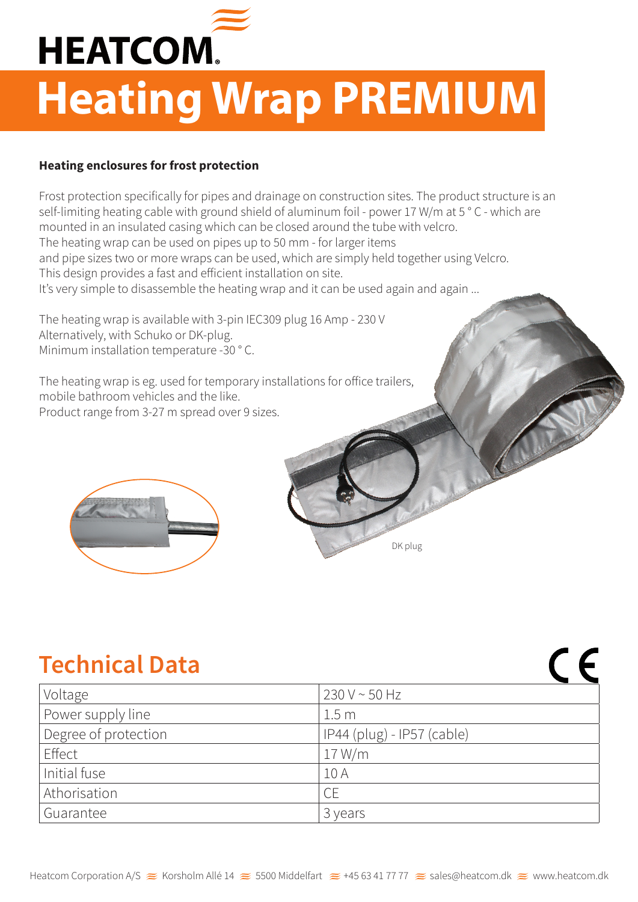HEATCOM

# Heating Wrap PREMIUM

**Heating enclosures for frost protection**

Frost protection specifically for pipes and drainage on construction sites. The product structure is an self-limiting heating cable with ground shield of aluminum foil - power 17 W/m at 5 ° C - which are mounted in an insulated casing which can be closed around the tube with velcro.
The heating wrap can be used on pipes up to 50 mm - for larger items and pipe sizes two or more wraps can be used, which are simply held together using Velcro.
This design provides a fast and efficient installation on site.
It's very simple to disassemble the heating wrap and it can be used again and again ...

The heating wrap is available with 3-pin IEC309 plug 16 Amp - 230 V
Alternatively, with Schuko or DK-plug.
Minimum installation temperature -30 ° C.

The heating wrap is eg. used for temporary installations for office trailers, mobile bathroom vehicles and the like.
Product range from 3-27 m spread over 9 sizes.

DK plug

## Technical Data

CE

| Voltage | 230 V ~ 50 Hz |
|---|---|
| Power supply line | 1.5 m |
| Degree of protection | IP44 (plug) - IP57 (cable) |
| Effect | 17 W/m |
| Initial fuse | 10 A |
| Athorisation | CE |
| Guarantee | 3 years |

Heatcom Corporation A/S ≋ Korsholm Allé 14 ≋ 5500 Middelfart ≋ +45 63 41 77 77 ≋ sales@heatcom.dk ≋ www.heatcom.dk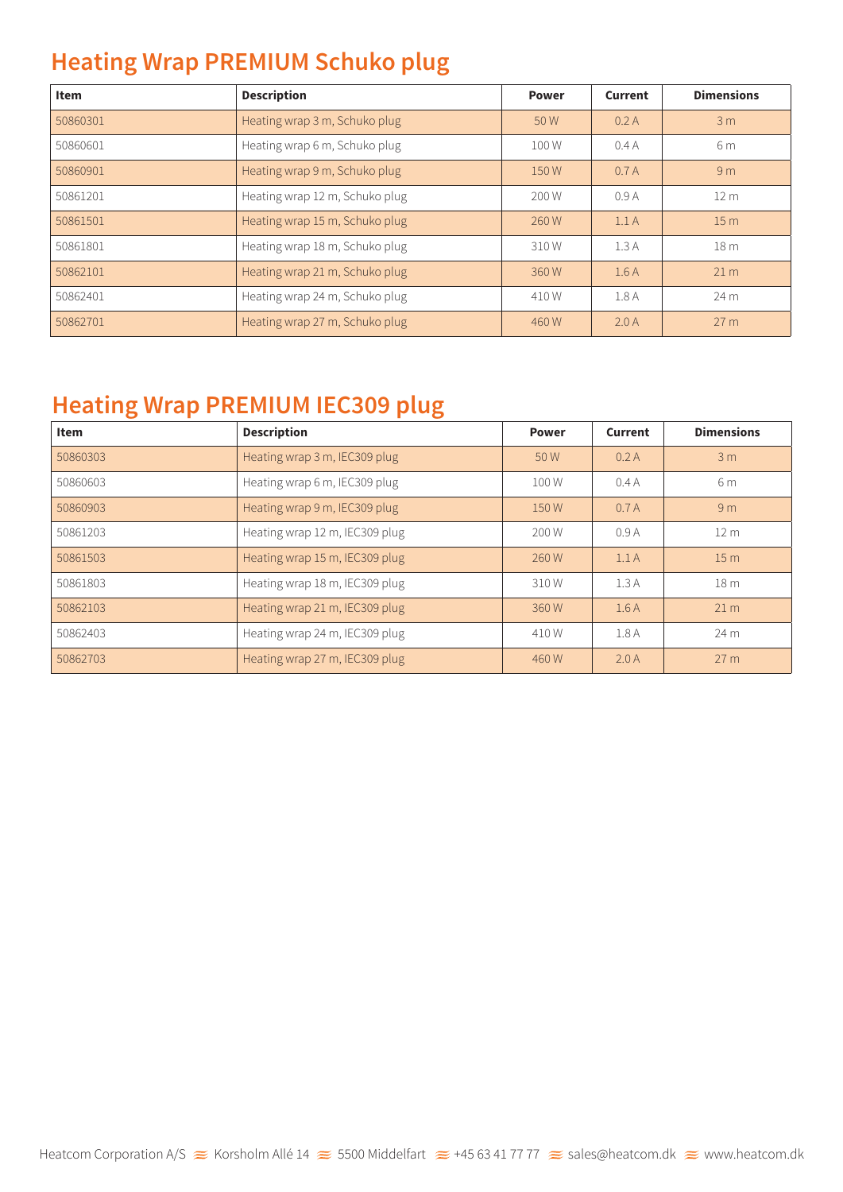## Heating Wrap PREMIUM Schuko plug

| Item | Description | Power | Current | Dimensions |
|---|---|---|---|---|
| 50860301 | Heating wrap 3 m, Schuko plug | 50 W | 0.2 A | 3 m |
| 50860601 | Heating wrap 6 m, Schuko plug | 100 W | 0.4 A | 6 m |
| 50860901 | Heating wrap 9 m, Schuko plug | 150 W | 0.7 A | 9 m |
| 50861201 | Heating wrap 12 m, Schuko plug | 200 W | 0.9 A | 12 m |
| 50861501 | Heating wrap 15 m, Schuko plug | 260 W | 1.1 A | 15 m |
| 50861801 | Heating wrap 18 m, Schuko plug | 310 W | 1.3 A | 18 m |
| 50862101 | Heating wrap 21 m, Schuko plug | 360 W | 1.6 A | 21 m |
| 50862401 | Heating wrap 24 m, Schuko plug | 410 W | 1.8 A | 24 m |
| 50862701 | Heating wrap 27 m, Schuko plug | 460 W | 2.0 A | 27 m |

## Heating Wrap PREMIUM IEC309 plug

| Item | Description | Power | Current | Dimensions |
|---|---|---|---|---|
| 50860303 | Heating wrap 3 m, IEC309 plug | 50 W | 0.2 A | 3 m |
| 50860603 | Heating wrap 6 m, IEC309 plug | 100 W | 0.4 A | 6 m |
| 50860903 | Heating wrap 9 m, IEC309 plug | 150 W | 0.7 A | 9 m |
| 50861203 | Heating wrap 12 m, IEC309 plug | 200 W | 0.9 A | 12 m |
| 50861503 | Heating wrap 15 m, IEC309 plug | 260 W | 1.1 A | 15 m |
| 50861803 | Heating wrap 18 m, IEC309 plug | 310 W | 1.3 A | 18 m |
| 50862103 | Heating wrap 21 m, IEC309 plug | 360 W | 1.6 A | 21 m |
| 50862403 | Heating wrap 24 m, IEC309 plug | 410 W | 1.8 A | 24 m |
| 50862703 | Heating wrap 27 m, IEC309 plug | 460 W | 2.0 A | 27 m |